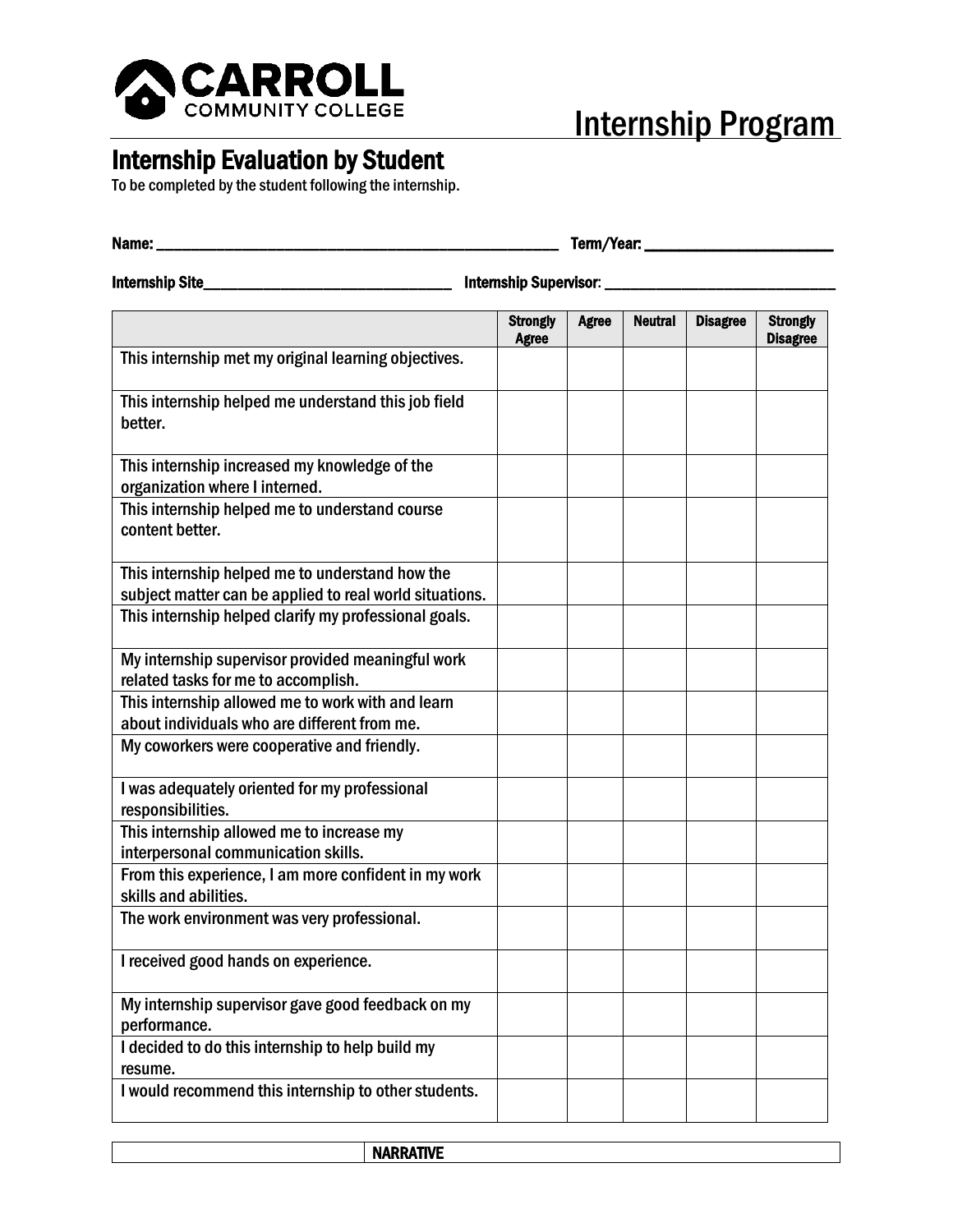CARROLL COMMUNITY COLLEGE

# Internship Program

## Internship Evaluation by Student

To be completed by the student following the internship.

**Name:** ______________________________________________ **Term/Year:** ______________________

**Internship Site**________________________________ **Internship Supervisor**: ______________________________

| | Strongly Agree | Agree | Neutral | Disagree | Strongly Disagree |
|---|---|---|---|---|---|
| This internship met my original learning objectives. | | | | | |
| This internship helped me understand this job field better. | | | | | |
| This internship increased my knowledge of the organization where I interned. | | | | | |
| This internship helped me to understand course content better. | | | | | |
| This internship helped me to understand how the subject matter can be applied to real world situations. | | | | | |
| This internship helped clarify my professional goals. | | | | | |
| My internship supervisor provided meaningful work related tasks for me to accomplish. | | | | | |
| This internship allowed me to work with and learn about individuals who are different from me. | | | | | |
| My coworkers were cooperative and friendly. | | | | | |
| I was adequately oriented for my professional responsibilities. | | | | | |
| This internship allowed me to increase my interpersonal communication skills. | | | | | |
| From this experience, I am more confident in my work skills and abilities. | | | | | |
| The work environment was very professional. | | | | | |
| I received good hands on experience. | | | | | |
| My internship supervisor gave good feedback on my performance. | | | | | |
| I decided to do this internship to help build my resume. | | | | | |
| I would recommend this internship to other students. | | | | | |

| NARRATIVE |
|---|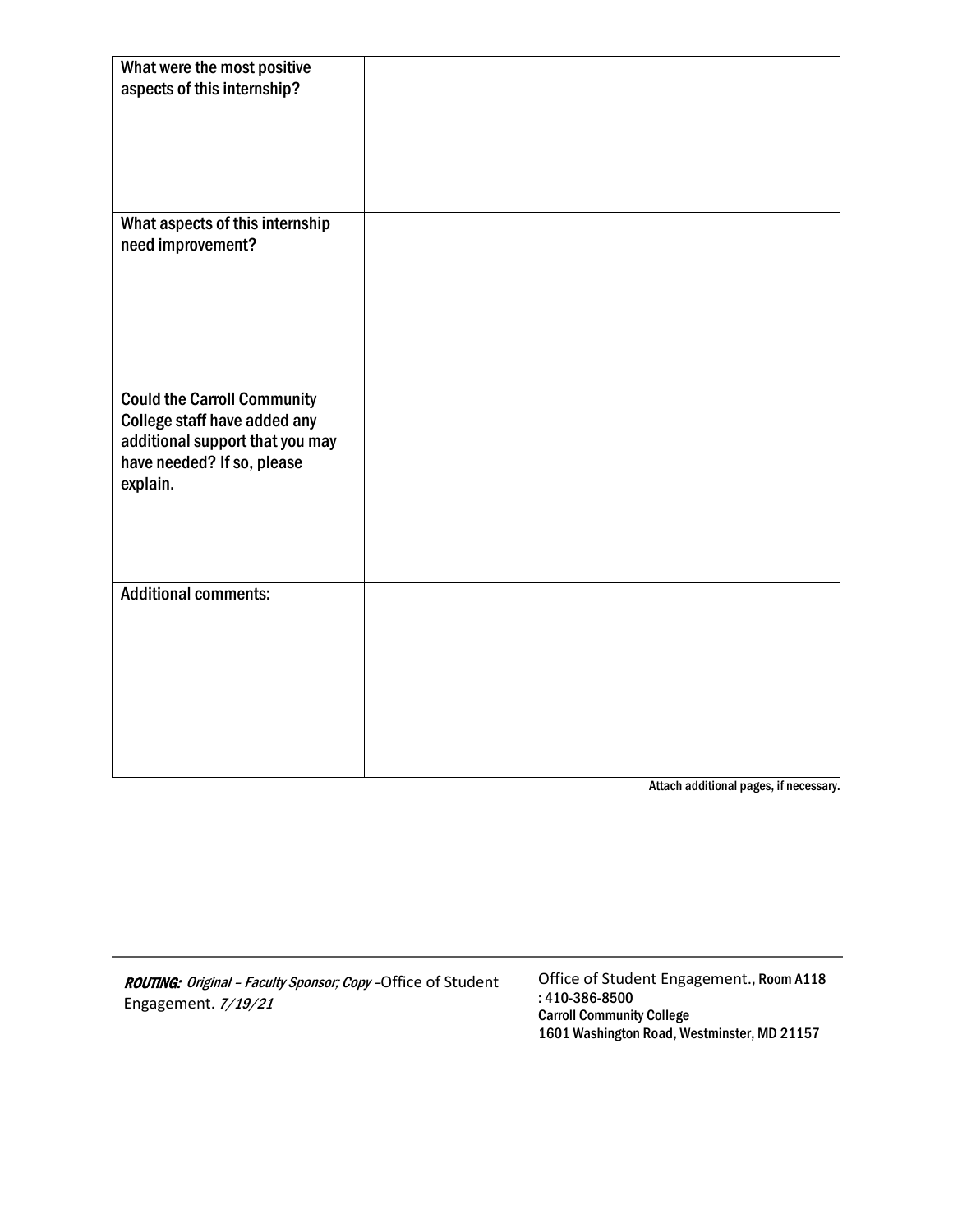| | |
|---|---|
| What were the most positive aspects of this internship? | |
| What aspects of this internship need improvement? | |
| Could the Carroll Community College staff have added any additional support that you may have needed? If so, please explain. | |
| Additional comments: | |

Attach additional pages, if necessary.

***ROUTING:*** *Original – Faculty Sponsor; Copy –*Office of Student Engagement. *7/19/21*

Office of Student Engagement., Room A118
: 410-386-8500
Carroll Community College
1601 Washington Road, Westminster, MD 21157